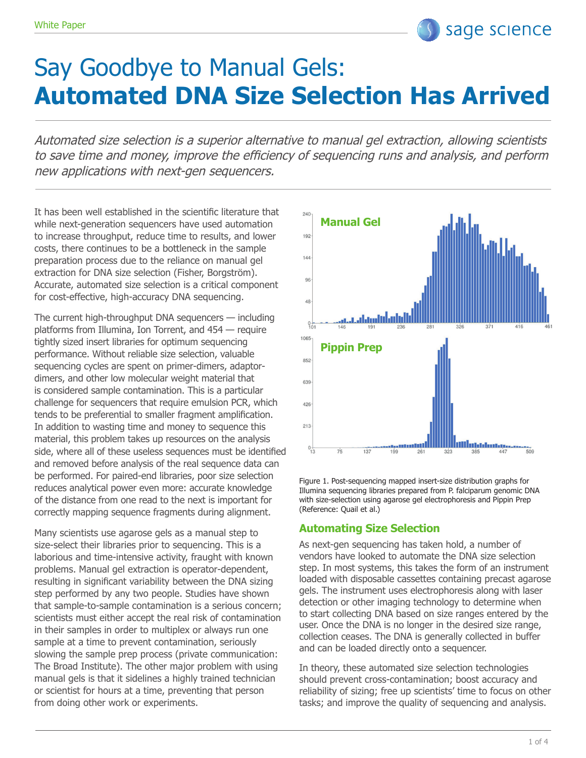White Paper

# Say Goodbye to Manual Gels: **Automated DNA Size Selection Has Arrived**

*Automated size selection is a superior alternative to manual gel extraction, allowing scientists to save time and money, improve the efficiency of sequencing runs and analysis, and perform new applications with next-gen sequencers.*

It has been well established in the scientific literature that while next-generation sequencers have used automation to increase throughput, reduce time to results, and lower costs, there continues to be a bottleneck in the sample preparation process due to the reliance on manual gel extraction for DNA size selection (Fisher, Borgström). Accurate, automated size selection is a critical component for cost-effective, high-accuracy DNA sequencing.

The current high-throughput DNA sequencers — including platforms from Illumina, Ion Torrent, and 454 — require tightly sized insert libraries for optimum sequencing performance. Without reliable size selection, valuable sequencing cycles are spent on primer-dimers, adaptor-dimers, and other low molecular weight material that is considered sample contamination. This is a particular challenge for sequencers that require emulsion PCR, which tends to be preferential to smaller fragment amplification. In addition to wasting time and money to sequence this material, this problem takes up resources on the analysis side, where all of these useless sequences must be identified and removed before analysis of the real sequence data can be performed. For paired-end libraries, poor size selection reduces analytical power even more: accurate knowledge of the distance from one read to the next is important for correctly mapping sequence fragments during alignment.

Many scientists use agarose gels as a manual step to size-select their libraries prior to sequencing. This is a laborious and time-intensive activity, fraught with known problems. Manual gel extraction is operator-dependent, resulting in significant variability between the DNA sizing step performed by any two people. Studies have shown that sample-to-sample contamination is a serious concern; scientists must either accept the real risk of contamination in their samples in order to multiplex or always run one sample at a time to prevent contamination, seriously slowing the sample prep process (private communication: The Broad Institute). The other major problem with using manual gels is that it sidelines a highly trained technician or scientist for hours at a time, preventing that person from doing other work or experiments.

Figure 1. Post-sequencing mapped insert-size distribution graphs for Illumina sequencing libraries prepared from P. falciparum genomic DNA with size-selection using agarose gel electrophoresis and Pippin Prep (Reference: Quail et al.)

## Automating Size Selection

As next-gen sequencing has taken hold, a number of vendors have looked to automate the DNA size selection step. In most systems, this takes the form of an instrument loaded with disposable cassettes containing precast agarose gels. The instrument uses electrophoresis along with laser detection or other imaging technology to determine when to start collecting DNA based on size ranges entered by the user. Once the DNA is no longer in the desired size range, collection ceases. The DNA is generally collected in buffer and can be loaded directly onto a sequencer.

In theory, these automated size selection technologies should prevent cross-contamination; boost accuracy and reliability of sizing; free up scientists' time to focus on other tasks; and improve the quality of sequencing and analysis.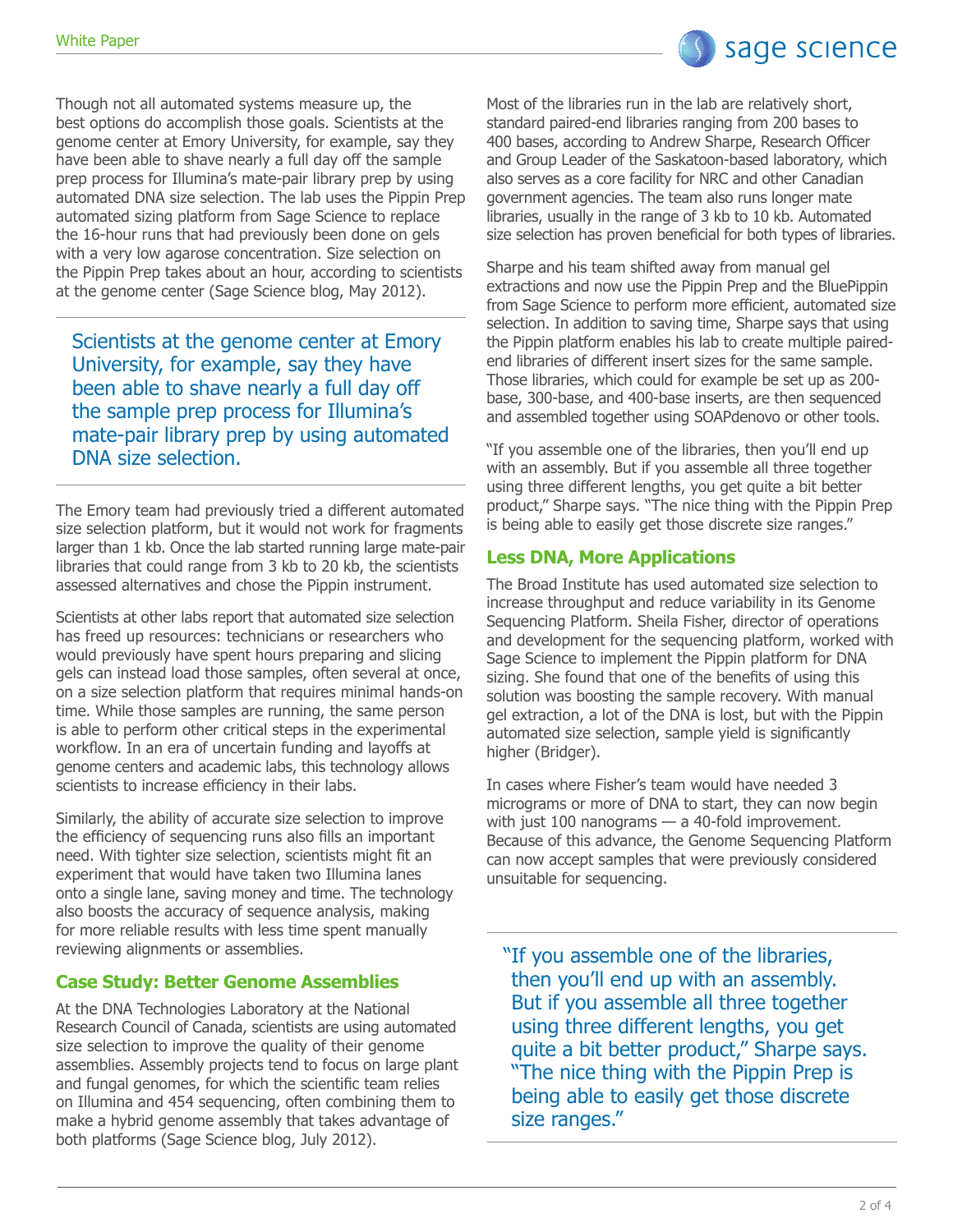Though not all automated systems measure up, the best options do accomplish those goals. Scientists at the genome center at Emory University, for example, say they have been able to shave nearly a full day off the sample prep process for Illumina's mate-pair library prep by using automated DNA size selection. The lab uses the Pippin Prep automated sizing platform from Sage Science to replace the 16-hour runs that had previously been done on gels with a very low agarose concentration. Size selection on the Pippin Prep takes about an hour, according to scientists at the genome center (Sage Science blog, May 2012).

> Scientists at the genome center at Emory University, for example, say they have been able to shave nearly a full day off the sample prep process for Illumina's mate-pair library prep by using automated DNA size selection.

The Emory team had previously tried a different automated size selection platform, but it would not work for fragments larger than 1 kb. Once the lab started running large mate-pair libraries that could range from 3 kb to 20 kb, the scientists assessed alternatives and chose the Pippin instrument.

Scientists at other labs report that automated size selection has freed up resources: technicians or researchers who would previously have spent hours preparing and slicing gels can instead load those samples, often several at once, on a size selection platform that requires minimal hands-on time. While those samples are running, the same person is able to perform other critical steps in the experimental workflow. In an era of uncertain funding and layoffs at genome centers and academic labs, this technology allows scientists to increase efficiency in their labs.

Similarly, the ability of accurate size selection to improve the efficiency of sequencing runs also fills an important need. With tighter size selection, scientists might fit an experiment that would have taken two Illumina lanes onto a single lane, saving money and time. The technology also boosts the accuracy of sequence analysis, making for more reliable results with less time spent manually reviewing alignments or assemblies.

## Case Study: Better Genome Assemblies

At the DNA Technologies Laboratory at the National Research Council of Canada, scientists are using automated size selection to improve the quality of their genome assemblies. Assembly projects tend to focus on large plant and fungal genomes, for which the scientific team relies on Illumina and 454 sequencing, often combining them to make a hybrid genome assembly that takes advantage of both platforms (Sage Science blog, July 2012).

Most of the libraries run in the lab are relatively short, standard paired-end libraries ranging from 200 bases to 400 bases, according to Andrew Sharpe, Research Officer and Group Leader of the Saskatoon-based laboratory, which also serves as a core facility for NRC and other Canadian government agencies. The team also runs longer mate libraries, usually in the range of 3 kb to 10 kb. Automated size selection has proven beneficial for both types of libraries.

Sharpe and his team shifted away from manual gel extractions and now use the Pippin Prep and the BluePippin from Sage Science to perform more efficient, automated size selection. In addition to saving time, Sharpe says that using the Pippin platform enables his lab to create multiple paired-end libraries of different insert sizes for the same sample. Those libraries, which could for example be set up as 200-base, 300-base, and 400-base inserts, are then sequenced and assembled together using SOAPdenovo or other tools.

"If you assemble one of the libraries, then you'll end up with an assembly. But if you assemble all three together using three different lengths, you get quite a bit better product," Sharpe says. "The nice thing with the Pippin Prep is being able to easily get those discrete size ranges."

## Less DNA, More Applications

The Broad Institute has used automated size selection to increase throughput and reduce variability in its Genome Sequencing Platform. Sheila Fisher, director of operations and development for the sequencing platform, worked with Sage Science to implement the Pippin platform for DNA sizing. She found that one of the benefits of using this solution was boosting the sample recovery. With manual gel extraction, a lot of the DNA is lost, but with the Pippin automated size selection, sample yield is significantly higher (Bridger).

In cases where Fisher's team would have needed 3 micrograms or more of DNA to start, they can now begin with just 100 nanograms — a 40-fold improvement. Because of this advance, the Genome Sequencing Platform can now accept samples that were previously considered unsuitable for sequencing.

> "If you assemble one of the libraries, then you'll end up with an assembly. But if you assemble all three together using three different lengths, you get quite a bit better product," Sharpe says. "The nice thing with the Pippin Prep is being able to easily get those discrete size ranges."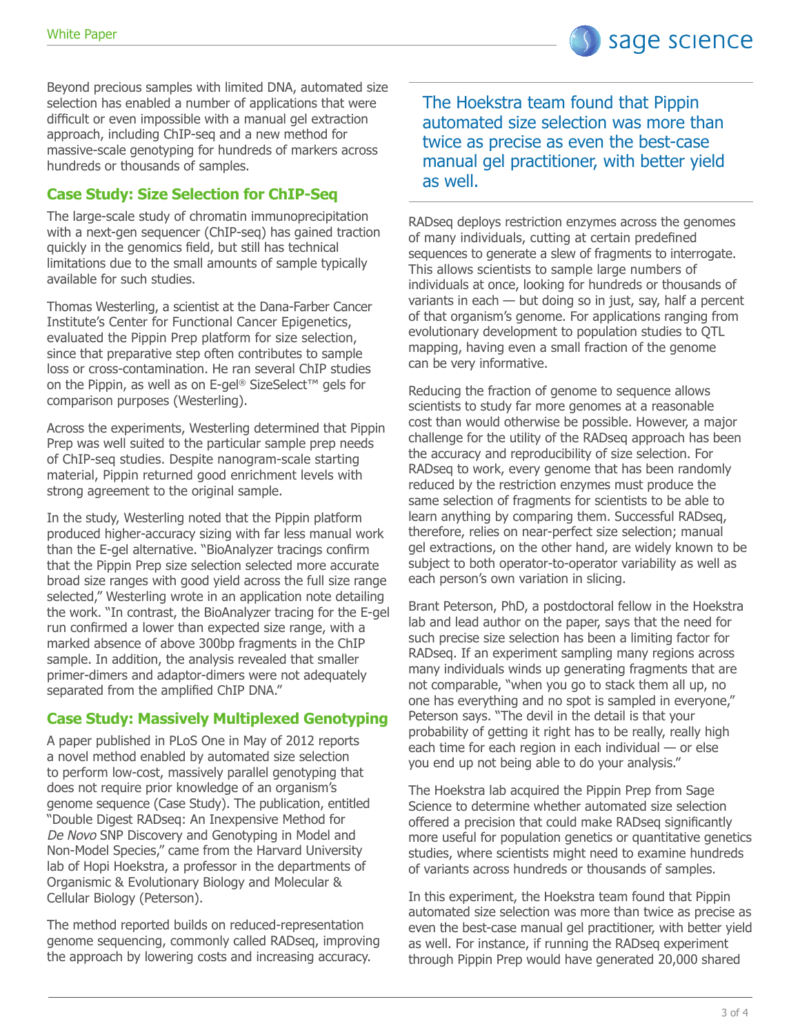Beyond precious samples with limited DNA, automated size selection has enabled a number of applications that were difficult or even impossible with a manual gel extraction approach, including ChIP-seq and a new method for massive-scale genotyping for hundreds of markers across hundreds or thousands of samples.

## Case Study: Size Selection for ChIP-Seq

The large-scale study of chromatin immunoprecipitation with a next-gen sequencer (ChIP-seq) has gained traction quickly in the genomics field, but still has technical limitations due to the small amounts of sample typically available for such studies.

Thomas Westerling, a scientist at the Dana-Farber Cancer Institute's Center for Functional Cancer Epigenetics, evaluated the Pippin Prep platform for size selection, since that preparative step often contributes to sample loss or cross-contamination. He ran several ChIP studies on the Pippin, as well as on E-gel® SizeSelect™ gels for comparison purposes (Westerling).

Across the experiments, Westerling determined that Pippin Prep was well suited to the particular sample prep needs of ChIP-seq studies. Despite nanogram-scale starting material, Pippin returned good enrichment levels with strong agreement to the original sample.

In the study, Westerling noted that the Pippin platform produced higher-accuracy sizing with far less manual work than the E-gel alternative. "BioAnalyzer tracings confirm that the Pippin Prep size selection selected more accurate broad size ranges with good yield across the full size range selected," Westerling wrote in an application note detailing the work. "In contrast, the BioAnalyzer tracing for the E-gel run confirmed a lower than expected size range, with a marked absence of above 300bp fragments in the ChIP sample. In addition, the analysis revealed that smaller primer-dimers and adaptor-dimers were not adequately separated from the amplified ChIP DNA."

## Case Study: Massively Multiplexed Genotyping

A paper published in PLoS One in May of 2012 reports a novel method enabled by automated size selection to perform low-cost, massively parallel genotyping that does not require prior knowledge of an organism's genome sequence (Case Study). The publication, entitled "Double Digest RADseq: An Inexpensive Method for *De Novo* SNP Discovery and Genotyping in Model and Non-Model Species," came from the Harvard University lab of Hopi Hoekstra, a professor in the departments of Organismic & Evolutionary Biology and Molecular & Cellular Biology (Peterson).

The method reported builds on reduced-representation genome sequencing, commonly called RADseq, improving the approach by lowering costs and increasing accuracy.

> The Hoekstra team found that Pippin automated size selection was more than twice as precise as even the best-case manual gel practitioner, with better yield as well.

RADseq deploys restriction enzymes across the genomes of many individuals, cutting at certain predefined sequences to generate a slew of fragments to interrogate. This allows scientists to sample large numbers of individuals at once, looking for hundreds or thousands of variants in each — but doing so in just, say, half a percent of that organism's genome. For applications ranging from evolutionary development to population studies to QTL mapping, having even a small fraction of the genome can be very informative.

Reducing the fraction of genome to sequence allows scientists to study far more genomes at a reasonable cost than would otherwise be possible. However, a major challenge for the utility of the RADseq approach has been the accuracy and reproducibility of size selection. For RADseq to work, every genome that has been randomly reduced by the restriction enzymes must produce the same selection of fragments for scientists to be able to learn anything by comparing them. Successful RADseq, therefore, relies on near-perfect size selection; manual gel extractions, on the other hand, are widely known to be subject to both operator-to-operator variability as well as each person's own variation in slicing.

Brant Peterson, PhD, a postdoctoral fellow in the Hoekstra lab and lead author on the paper, says that the need for such precise size selection has been a limiting factor for RADseq. If an experiment sampling many regions across many individuals winds up generating fragments that are not comparable, "when you go to stack them all up, no one has everything and no spot is sampled in everyone," Peterson says. "The devil in the detail is that your probability of getting it right has to be really, really high each time for each region in each individual — or else you end up not being able to do your analysis."

The Hoekstra lab acquired the Pippin Prep from Sage Science to determine whether automated size selection offered a precision that could make RADseq significantly more useful for population genetics or quantitative genetics studies, where scientists might need to examine hundreds of variants across hundreds or thousands of samples.

In this experiment, the Hoekstra team found that Pippin automated size selection was more than twice as precise as even the best-case manual gel practitioner, with better yield as well. For instance, if running the RADseq experiment through Pippin Prep would have generated 20,000 shared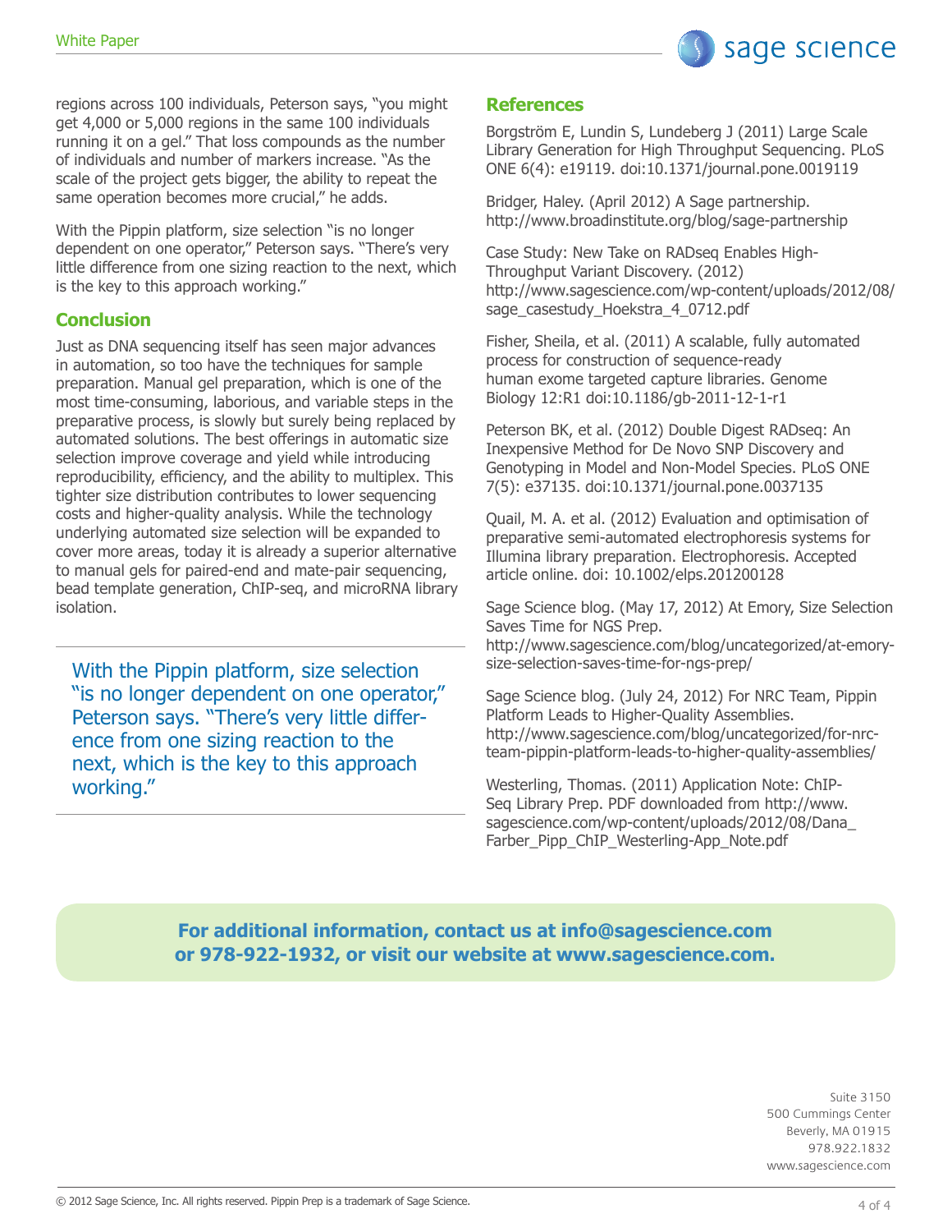regions across 100 individuals, Peterson says, "you might get 4,000 or 5,000 regions in the same 100 individuals running it on a gel." That loss compounds as the number of individuals and number of markers increase. "As the scale of the project gets bigger, the ability to repeat the same operation becomes more crucial," he adds.

With the Pippin platform, size selection "is no longer dependent on one operator," Peterson says. "There's very little difference from one sizing reaction to the next, which is the key to this approach working."

## Conclusion

Just as DNA sequencing itself has seen major advances in automation, so too have the techniques for sample preparation. Manual gel preparation, which is one of the most time-consuming, laborious, and variable steps in the preparative process, is slowly but surely being replaced by automated solutions. The best offerings in automatic size selection improve coverage and yield while introducing reproducibility, efficiency, and the ability to multiplex. This tighter size distribution contributes to lower sequencing costs and higher-quality analysis. While the technology underlying automated size selection will be expanded to cover more areas, today it is already a superior alternative to manual gels for paired-end and mate-pair sequencing, bead template generation, ChIP-seq, and microRNA library isolation.

> With the Pippin platform, size selection "is no longer dependent on one operator," Peterson says. "There's very little difference from one sizing reaction to the next, which is the key to this approach working."

## References

Borgström E, Lundin S, Lundeberg J (2011) Large Scale Library Generation for High Throughput Sequencing. PLoS ONE 6(4): e19119. doi:10.1371/journal.pone.0019119

Bridger, Haley. (April 2012) A Sage partnership. http://www.broadinstitute.org/blog/sage-partnership

Case Study: New Take on RADseq Enables High-Throughput Variant Discovery. (2012) http://www.sagescience.com/wp-content/uploads/2012/08/sage_casestudy_Hoekstra_4_0712.pdf

Fisher, Sheila, et al. (2011) A scalable, fully automated process for construction of sequence-ready human exome targeted capture libraries. Genome Biology 12:R1 doi:10.1186/gb-2011-12-1-r1

Peterson BK, et al. (2012) Double Digest RADseq: An Inexpensive Method for De Novo SNP Discovery and Genotyping in Model and Non-Model Species. PLoS ONE 7(5): e37135. doi:10.1371/journal.pone.0037135

Quail, M. A. et al. (2012) Evaluation and optimisation of preparative semi-automated electrophoresis systems for Illumina library preparation. Electrophoresis. Accepted article online. doi: 10.1002/elps.201200128

Sage Science blog. (May 17, 2012) At Emory, Size Selection Saves Time for NGS Prep. http://www.sagescience.com/blog/uncategorized/at-emory-size-selection-saves-time-for-ngs-prep/

Sage Science blog. (July 24, 2012) For NRC Team, Pippin Platform Leads to Higher-Quality Assemblies. http://www.sagescience.com/blog/uncategorized/for-nrc-team-pippin-platform-leads-to-higher-quality-assemblies/

Westerling, Thomas. (2011) Application Note: ChIP-Seq Library Prep. PDF downloaded from http://www.sagescience.com/wp-content/uploads/2012/08/Dana_Farber_Pipp_ChIP_Westerling-App_Note.pdf

**For additional information, contact us at info@sagescience.com or 978-922-1932, or visit our website at www.sagescience.com.**

Suite 3150
500 Cummings Center
Beverly, MA 01915
978.922.1832
www.sagescience.com

© 2012 Sage Science, Inc. All rights reserved. Pippin Prep is a trademark of Sage Science.